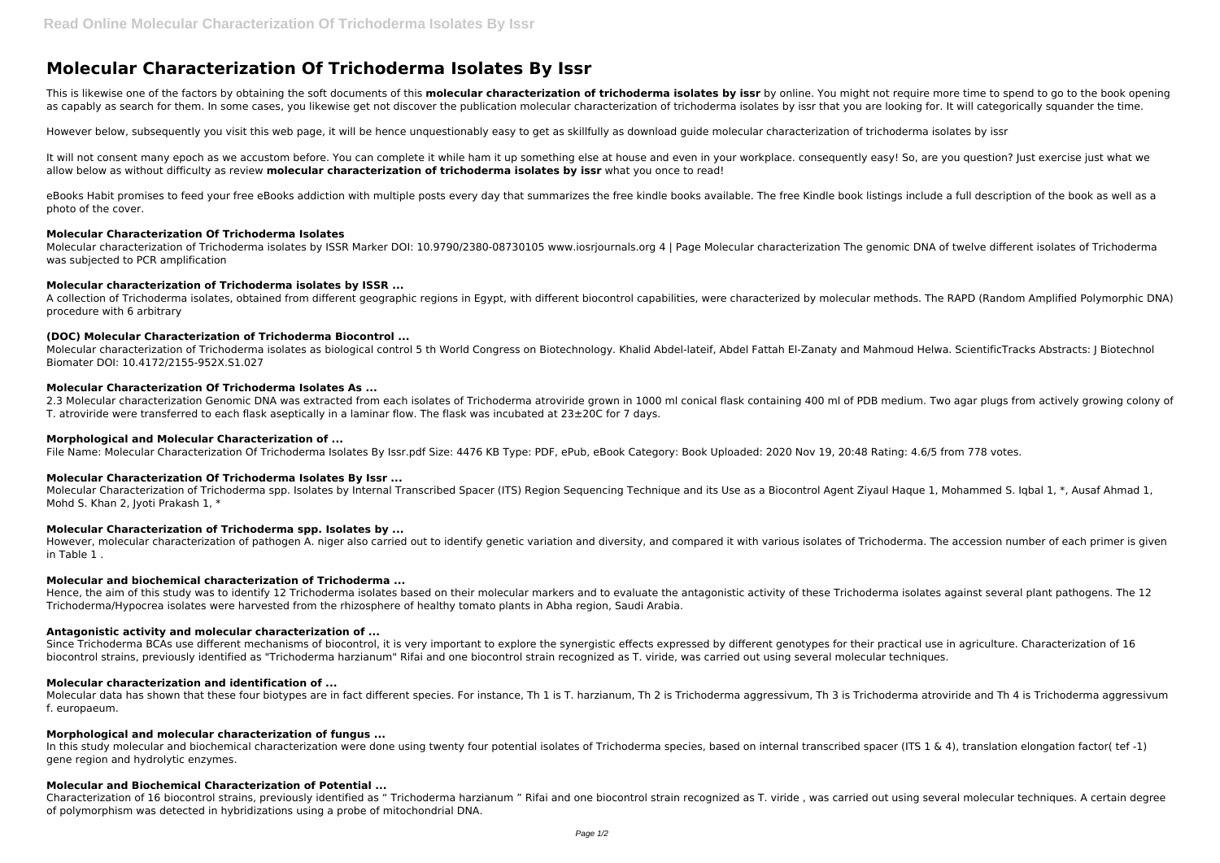# Molecular Characterization Of Trichoderma Isolates By Issr

This is likewise one of the factors by obtaining the soft documents of this **molecular characterization of trichoderma isolates by issr** by online. You might not require more time to spend to go to the book opening as capably as search for them. In some cases, you likewise get not discover the publication molecular characterization of trichoderma isolates by issr that you are looking for. It will categorically squander the time.

However below, subsequently you visit this web page, it will be hence unquestionably easy to get as skillfully as download guide molecular characterization of trichoderma isolates by issr

It will not consent many epoch as we accustom before. You can complete it while ham it up something else at house and even in your workplace. consequently easy! So, are you question? Just exercise just what we allow below as without difficulty as review **molecular characterization of trichoderma isolates by issr** what you once to read!

eBooks Habit promises to feed your free eBooks addiction with multiple posts every day that summarizes the free kindle books available. The free Kindle book listings include a full description of the book as well as a photo of the cover.

### Molecular Characterization Of Trichoderma Isolates

Molecular characterization of Trichoderma isolates by ISSR Marker DOI: 10.9790/2380-08730105 www.iosrjournals.org 4 | Page Molecular characterization The genomic DNA of twelve different isolates of Trichoderma was subjected to PCR amplification

### Molecular characterization of Trichoderma isolates by ISSR ...

A collection of Trichoderma isolates, obtained from different geographic regions in Egypt, with different biocontrol capabilities, were characterized by molecular methods. The RAPD (Random Amplified Polymorphic DNA) procedure with 6 arbitrary

### (DOC) Molecular Characterization of Trichoderma Biocontrol ...

Molecular characterization of Trichoderma isolates as biological control 5 th World Congress on Biotechnology. Khalid Abdel-lateif, Abdel Fattah El-Zanaty and Mahmoud Helwa. ScientificTracks Abstracts: J Biotechnol Biomater DOI: 10.4172/2155-952X.S1.027

### Molecular Characterization Of Trichoderma Isolates As ...

2.3 Molecular characterization Genomic DNA was extracted from each isolates of Trichoderma atroviride grown in 1000 ml conical flask containing 400 ml of PDB medium. Two agar plugs from actively growing colony of T. atroviride were transferred to each flask aseptically in a laminar flow. The flask was incubated at 23±20C for 7 days.

### Morphological and Molecular Characterization of ...

File Name: Molecular Characterization Of Trichoderma Isolates By Issr.pdf Size: 4476 KB Type: PDF, ePub, eBook Category: Book Uploaded: 2020 Nov 19, 20:48 Rating: 4.6/5 from 778 votes.

### Molecular Characterization Of Trichoderma Isolates By Issr ...

Molecular Characterization of Trichoderma spp. Isolates by Internal Transcribed Spacer (ITS) Region Sequencing Technique and its Use as a Biocontrol Agent Ziyaul Haque 1, Mohammed S. Iqbal 1, *, Ausaf Ahmad 1, Mohd S. Khan 2, Jyoti Prakash 1, *

### Molecular Characterization of Trichoderma spp. Isolates by ...

However, molecular characterization of pathogen A. niger also carried out to identify genetic variation and diversity, and compared it with various isolates of Trichoderma. The accession number of each primer is given in Table 1 .

### Molecular and biochemical characterization of Trichoderma ...

Hence, the aim of this study was to identify 12 Trichoderma isolates based on their molecular markers and to evaluate the antagonistic activity of these Trichoderma isolates against several plant pathogens. The 12 Trichoderma/Hypocrea isolates were harvested from the rhizosphere of healthy tomato plants in Abha region, Saudi Arabia.

### Antagonistic activity and molecular characterization of ...

Since Trichoderma BCAs use different mechanisms of biocontrol, it is very important to explore the synergistic effects expressed by different genotypes for their practical use in agriculture. Characterization of 16 biocontrol strains, previously identified as "Trichoderma harzianum" Rifai and one biocontrol strain recognized as T. viride, was carried out using several molecular techniques.

### Molecular characterization and identification of ...

Molecular data has shown that these four biotypes are in fact different species. For instance, Th 1 is T. harzianum, Th 2 is Trichoderma aggressivum, Th 3 is Trichoderma atroviride and Th 4 is Trichoderma aggressivum f. europaeum.

### Morphological and molecular characterization of fungus ...

In this study molecular and biochemical characterization were done using twenty four potential isolates of Trichoderma species, based on internal transcribed spacer (ITS 1 & 4), translation elongation factor( tef -1) gene region and hydrolytic enzymes.

### Molecular and Biochemical Characterization of Potential ...

Characterization of 16 biocontrol strains, previously identified as " Trichoderma harzianum " Rifai and one biocontrol strain recognized as T. viride , was carried out using several molecular techniques. A certain degree of polymorphism was detected in hybridizations using a probe of mitochondrial DNA.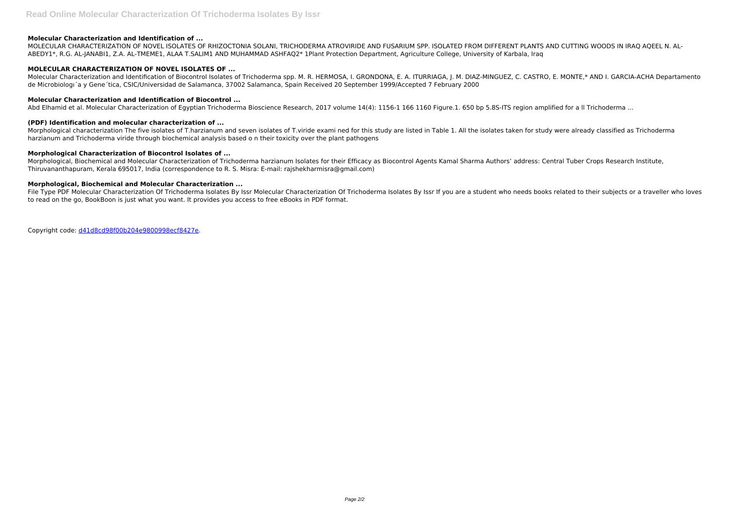### Molecular Characterization and Identification of ...

MOLECULAR CHARACTERIZATION OF NOVEL ISOLATES OF RHIZOCTONIA SOLANI, TRICHODERMA ATROVIRIDE AND FUSARIUM SPP. ISOLATED FROM DIFFERENT PLANTS AND CUTTING WOODS IN IRAQ AQEEL N. AL-ABEDY1*, R.G. AL-JANABI1, Z.A. AL-TMEME1, ALAA T.SALIM1 AND MUHAMMAD ASHFAQ2* 1Plant Protection Department, Agriculture College, University of Karbala, Iraq

### MOLECULAR CHARACTERIZATION OF NOVEL ISOLATES OF ...

Molecular Characterization and Identification of Biocontrol Isolates of Trichoderma spp. M. R. HERMOSA, I. GRONDONA, E. A. ITURRIAGA, J. M. DIAZ-MINGUEZ, C. CASTRO, E. MONTE,* AND I. GARCIA-ACHA Departamento de Microbiologı´a y Gene´tica, CSIC/Universidad de Salamanca, 37002 Salamanca, Spain Received 20 September 1999/Accepted 7 February 2000

### Molecular Characterization and Identification of Biocontrol ...

Abd Elhamid et al. Molecular Characterization of Egyptian Trichoderma Bioscience Research, 2017 volume 14(4): 1156-1 166 1160 Figure.1. 650 bp 5.8S-ITS region amplified for a ll Trichoderma ...

### (PDF) Identification and molecular characterization of ...

Morphological characterization The five isolates of T.harzianum and seven isolates of T.viride exami ned for this study are listed in Table 1. All the isolates taken for study were already classified as Trichoderma harzianum and Trichoderma viride through biochemical analysis based o n their toxicity over the plant pathogens

### Morphological Characterization of Biocontrol Isolates of ...

Morphological, Biochemical and Molecular Characterization of Trichoderma harzianum Isolates for their Efficacy as Biocontrol Agents Kamal Sharma Authors' address: Central Tuber Crops Research Institute, Thiruvananthapuram, Kerala 695017, India (correspondence to R. S. Misra: E-mail: rajshekharmisra@gmail.com)

### Morphological, Biochemical and Molecular Characterization ...

File Type PDF Molecular Characterization Of Trichoderma Isolates By Issr Molecular Characterization Of Trichoderma Isolates By Issr If you are a student who needs books related to their subjects or a traveller who loves to read on the go, BookBoon is just what you want. It provides you access to free eBooks in PDF format.

Copyright code: d41d8cd98f00b204e9800998ecf8427e.